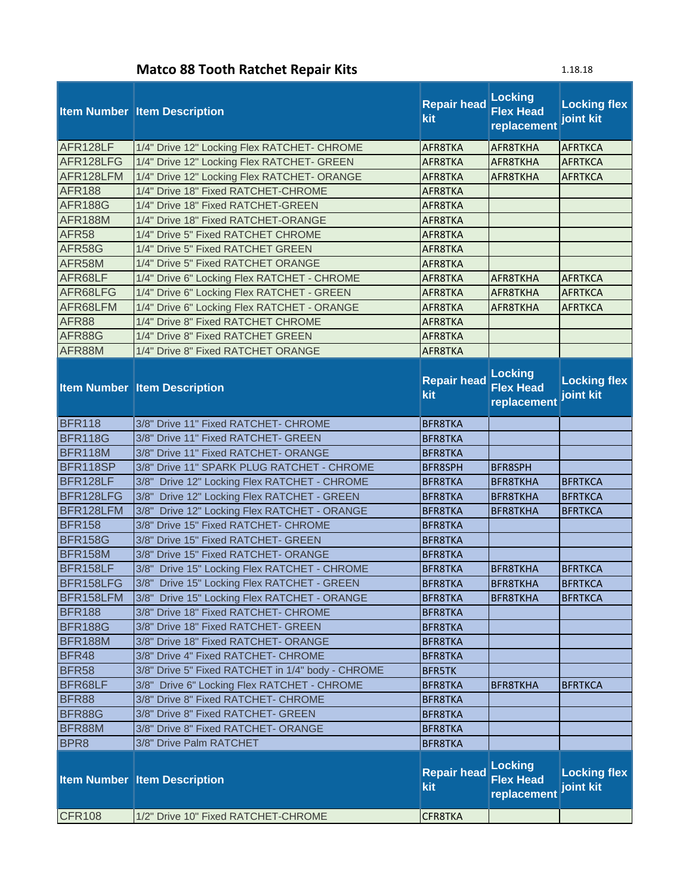# Matco 88 Tooth Ratchet Repair Kits

1.18.18

| Item Number | Item Description | Repair head kit | Locking Flex Head replacement | Locking flex joint kit |
|---|---|---|---|---|
| AFR128LF | 1/4" Drive 12" Locking Flex RATCHET- CHROME | AFR8TKA | AFR8TKHA | AFRTKCA |
| AFR128LFG | 1/4" Drive 12" Locking Flex RATCHET- GREEN | AFR8TKA | AFR8TKHA | AFRTKCA |
| AFR128LFM | 1/4" Drive 12" Locking Flex RATCHET- ORANGE | AFR8TKA | AFR8TKHA | AFRTKCA |
| AFR188 | 1/4" Drive 18" Fixed RATCHET-CHROME | AFR8TKA | | |
| AFR188G | 1/4" Drive 18" Fixed RATCHET-GREEN | AFR8TKA | | |
| AFR188M | 1/4" Drive 18" Fixed RATCHET-ORANGE | AFR8TKA | | |
| AFR58 | 1/4" Drive 5" Fixed RATCHET CHROME | AFR8TKA | | |
| AFR58G | 1/4" Drive 5" Fixed RATCHET GREEN | AFR8TKA | | |
| AFR58M | 1/4" Drive 5" Fixed RATCHET ORANGE | AFR8TKA | | |
| AFR68LF | 1/4" Drive 6" Locking Flex RATCHET - CHROME | AFR8TKA | AFR8TKHA | AFRTKCA |
| AFR68LFG | 1/4" Drive 6" Locking Flex RATCHET - GREEN | AFR8TKA | AFR8TKHA | AFRTKCA |
| AFR68LFM | 1/4" Drive 6" Locking Flex RATCHET - ORANGE | AFR8TKA | AFR8TKHA | AFRTKCA |
| AFR88 | 1/4" Drive 8" Fixed RATCHET CHROME | AFR8TKA | | |
| AFR88G | 1/4" Drive 8" Fixed RATCHET GREEN | AFR8TKA | | |
| AFR88M | 1/4" Drive 8" Fixed RATCHET ORANGE | AFR8TKA | | |
| **Item Number** | **Item Description** | **Repair head kit** | **Locking Flex Head replacement** | **Locking flex joint kit** |
| BFR118 | 3/8" Drive 11" Fixed RATCHET- CHROME | BFR8TKA | | |
| BFR118G | 3/8" Drive 11" Fixed RATCHET- GREEN | BFR8TKA | | |
| BFR118M | 3/8" Drive 11" Fixed RATCHET- ORANGE | BFR8TKA | | |
| BFR118SP | 3/8" Drive 11" SPARK PLUG RATCHET - CHROME | BFR8SPH | BFR8SPH | |
| BFR128LF | 3/8" Drive 12" Locking Flex RATCHET - CHROME | BFR8TKA | BFR8TKHA | BFRTKCA |
| BFR128LFG | 3/8" Drive 12" Locking Flex RATCHET - GREEN | BFR8TKA | BFR8TKHA | BFRTKCA |
| BFR128LFM | 3/8" Drive 12" Locking Flex RATCHET - ORANGE | BFR8TKA | BFR8TKHA | BFRTKCA |
| BFR158 | 3/8" Drive 15" Fixed RATCHET- CHROME | BFR8TKA | | |
| BFR158G | 3/8" Drive 15" Fixed RATCHET- GREEN | BFR8TKA | | |
| BFR158M | 3/8" Drive 15" Fixed RATCHET- ORANGE | BFR8TKA | | |
| BFR158LF | 3/8" Drive 15" Locking Flex RATCHET - CHROME | BFR8TKA | BFR8TKHA | BFRTKCA |
| BFR158LFG | 3/8" Drive 15" Locking Flex RATCHET - GREEN | BFR8TKA | BFR8TKHA | BFRTKCA |
| BFR158LFM | 3/8" Drive 15" Locking Flex RATCHET - ORANGE | BFR8TKA | BFR8TKHA | BFRTKCA |
| BFR188 | 3/8" Drive 18" Fixed RATCHET- CHROME | BFR8TKA | | |
| BFR188G | 3/8" Drive 18" Fixed RATCHET- GREEN | BFR8TKA | | |
| BFR188M | 3/8" Drive 18" Fixed RATCHET- ORANGE | BFR8TKA | | |
| BFR48 | 3/8" Drive 4" Fixed RATCHET- CHROME | BFR8TKA | | |
| BFR58 | 3/8" Drive 5" Fixed RATCHET in 1/4" body - CHROME | BFR5TK | | |
| BFR68LF | 3/8" Drive 6" Locking Flex RATCHET - CHROME | BFR8TKA | BFR8TKHA | BFRTKCA |
| BFR88 | 3/8" Drive 8" Fixed RATCHET- CHROME | BFR8TKA | | |
| BFR88G | 3/8" Drive 8" Fixed RATCHET- GREEN | BFR8TKA | | |
| BFR88M | 3/8" Drive 8" Fixed RATCHET- ORANGE | BFR8TKA | | |
| BPR8 | 3/8" Drive Palm RATCHET | BFR8TKA | | |
| **Item Number** | **Item Description** | **Repair head kit** | **Locking Flex Head replacement** | **Locking flex joint kit** |
| CFR108 | 1/2" Drive 10" Fixed RATCHET-CHROME | CFR8TKA | | |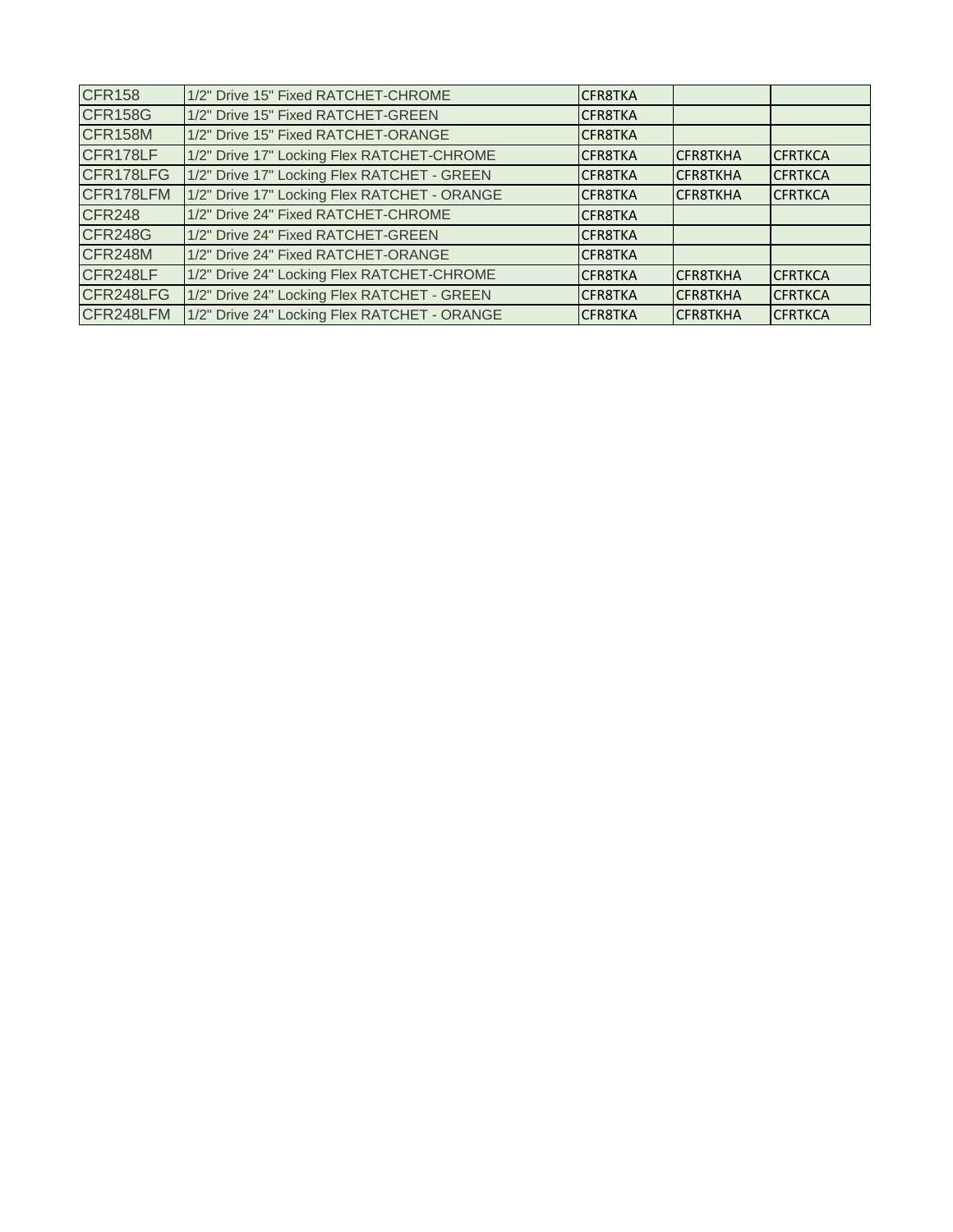| | | | | |
|---|---|---|---|---|
| CFR158 | 1/2" Drive 15" Fixed RATCHET-CHROME | CFR8TKA | | |
| CFR158G | 1/2" Drive 15" Fixed RATCHET-GREEN | CFR8TKA | | |
| CFR158M | 1/2" Drive 15" Fixed RATCHET-ORANGE | CFR8TKA | | |
| CFR178LF | 1/2" Drive 17" Locking Flex RATCHET-CHROME | CFR8TKA | CFR8TKHA | CFRTKCA |
| CFR178LFG | 1/2" Drive 17" Locking Flex RATCHET - GREEN | CFR8TKA | CFR8TKHA | CFRTKCA |
| CFR178LFM | 1/2" Drive 17" Locking Flex RATCHET - ORANGE | CFR8TKA | CFR8TKHA | CFRTKCA |
| CFR248 | 1/2" Drive 24" Fixed RATCHET-CHROME | CFR8TKA | | |
| CFR248G | 1/2" Drive 24" Fixed RATCHET-GREEN | CFR8TKA | | |
| CFR248M | 1/2" Drive 24" Fixed RATCHET-ORANGE | CFR8TKA | | |
| CFR248LF | 1/2" Drive 24" Locking Flex RATCHET-CHROME | CFR8TKA | CFR8TKHA | CFRTKCA |
| CFR248LFG | 1/2" Drive 24" Locking Flex RATCHET - GREEN | CFR8TKA | CFR8TKHA | CFRTKCA |
| CFR248LFM | 1/2" Drive 24" Locking Flex RATCHET - ORANGE | CFR8TKA | CFR8TKHA | CFRTKCA |